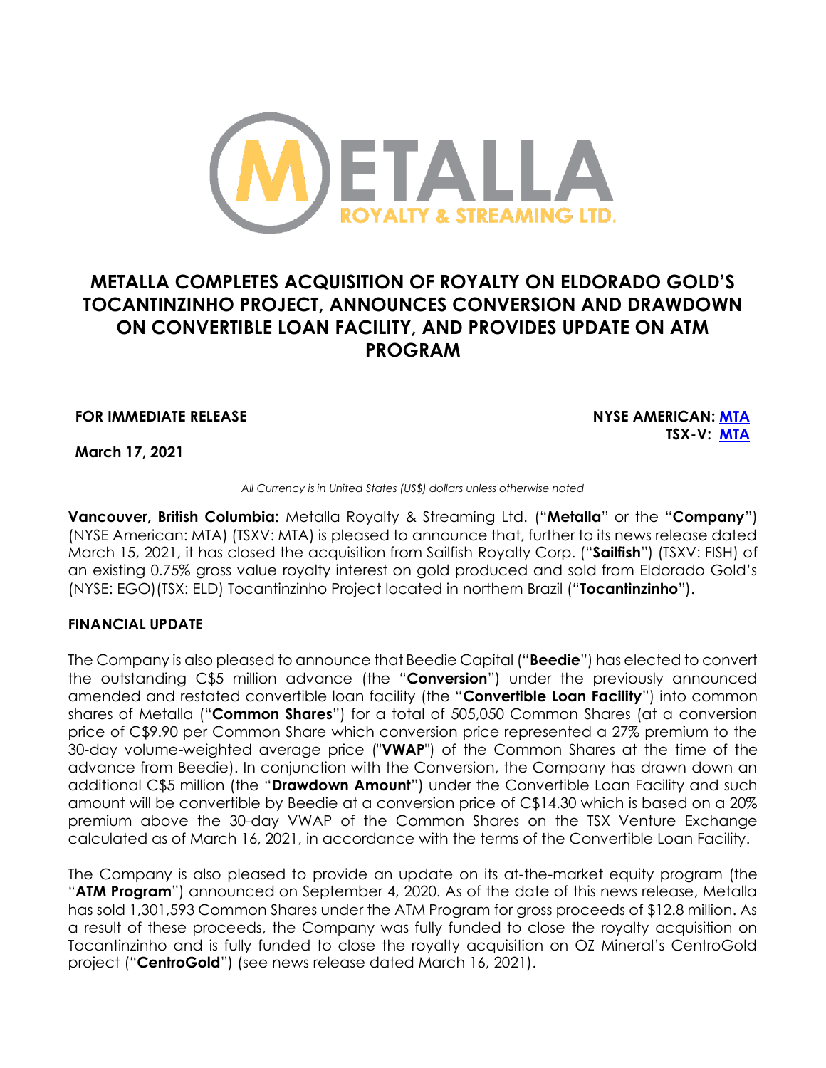# METALLA COMPLETES ACQUISITION OF ROYALTY ON ELDORADO GOLD'S TOCANTINZINHO PROJECT, ANNOUNCES CONVERSION AND DRAWDOWN ON CONVERTIBLE LOAN FACILITY, AND PROVIDES UPDATE ON ATM PROGRAM

**FOR IMMEDIATE RELEASE**

**NYSE AMERICAN: [MTA]**
**TSX-V: [MTA]**

**March 17, 2021**

*All Currency is in United States (US$) dollars unless otherwise noted*

**Vancouver, British Columbia:** Metalla Royalty & Streaming Ltd. ("**Metalla**" or the "**Company**") (NYSE American: MTA) (TSXV: MTA) is pleased to announce that, further to its news release dated March 15, 2021, it has closed the acquisition from Sailfish Royalty Corp. ("**Sailfish**") (TSXV: FISH) of an existing 0.75% gross value royalty interest on gold produced and sold from Eldorado Gold's (NYSE: EGO)(TSX: ELD) Tocantinzinho Project located in northern Brazil ("**Tocantinzinho**").

## FINANCIAL UPDATE

The Company is also pleased to announce that Beedie Capital ("**Beedie**") has elected to convert the outstanding C$5 million advance (the "**Conversion**") under the previously announced amended and restated convertible loan facility (the "**Convertible Loan Facility**") into common shares of Metalla ("**Common Shares**") for a total of 505,050 Common Shares (at a conversion price of C$9.90 per Common Share which conversion price represented a 27% premium to the 30-day volume-weighted average price ("**VWAP**") of the Common Shares at the time of the advance from Beedie). In conjunction with the Conversion, the Company has drawn down an additional C$5 million (the "**Drawdown Amount**") under the Convertible Loan Facility and such amount will be convertible by Beedie at a conversion price of C$14.30 which is based on a 20% premium above the 30-day VWAP of the Common Shares on the TSX Venture Exchange calculated as of March 16, 2021, in accordance with the terms of the Convertible Loan Facility.

The Company is also pleased to provide an update on its at-the-market equity program (the "**ATM Program**") announced on September 4, 2020. As of the date of this news release, Metalla has sold 1,301,593 Common Shares under the ATM Program for gross proceeds of $12.8 million. As a result of these proceeds, the Company was fully funded to close the royalty acquisition on Tocantinzinho and is fully funded to close the royalty acquisition on OZ Mineral's CentroGold project ("**CentroGold**") (see news release dated March 16, 2021).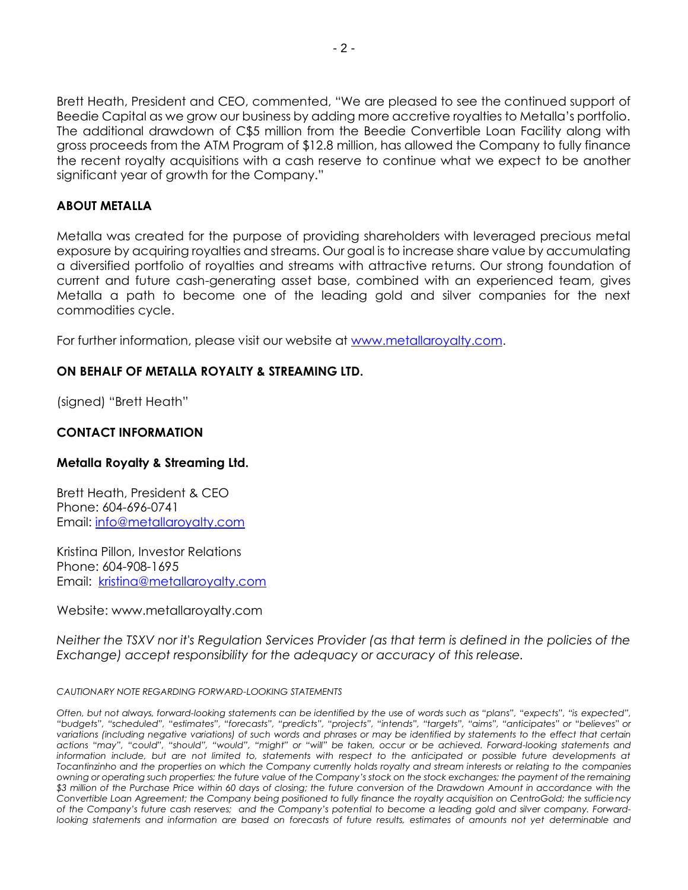Brett Heath, President and CEO, commented, "We are pleased to see the continued support of Beedie Capital as we grow our business by adding more accretive royalties to Metalla's portfolio. The additional drawdown of C$5 million from the Beedie Convertible Loan Facility along with gross proceeds from the ATM Program of $12.8 million, has allowed the Company to fully finance the recent royalty acquisitions with a cash reserve to continue what we expect to be another significant year of growth for the Company."

## ABOUT METALLA

Metalla was created for the purpose of providing shareholders with leveraged precious metal exposure by acquiring royalties and streams. Our goal is to increase share value by accumulating a diversified portfolio of royalties and streams with attractive returns. Our strong foundation of current and future cash-generating asset base, combined with an experienced team, gives Metalla a path to become one of the leading gold and silver companies for the next commodities cycle.

For further information, please visit our website at [www.metallaroyalty.com](www.metallaroyalty.com).

## ON BEHALF OF METALLA ROYALTY & STREAMING LTD.

(signed) "Brett Heath"

## CONTACT INFORMATION

**Metalla Royalty & Streaming Ltd.**

Brett Heath, President & CEO
Phone: 604-696-0741
Email: [info@metallaroyalty.com](mailto:info@metallaroyalty.com)

Kristina Pillon, Investor Relations
Phone: 604-908-1695
Email: [kristina@metallaroyalty.com](mailto:kristina@metallaroyalty.com)

Website: www.metallaroyalty.com

*Neither the TSXV nor it's Regulation Services Provider (as that term is defined in the policies of the Exchange) accept responsibility for the adequacy or accuracy of this release.*

*CAUTIONARY NOTE REGARDING FORWARD-LOOKING STATEMENTS*

*Often, but not always, forward-looking statements can be identified by the use of words such as "plans", "expects", "is expected", "budgets", "scheduled", "estimates", "forecasts", "predicts", "projects", "intends", "targets", "aims", "anticipates" or "believes" or variations (including negative variations) of such words and phrases or may be identified by statements to the effect that certain actions "may", "could", "should", "would", "might" or "will" be taken, occur or be achieved. Forward-looking statements and information include, but are not limited to, statements with respect to the anticipated or possible future developments at Tocantinzinho and the properties on which the Company currently holds royalty and stream interests or relating to the companies owning or operating such properties; the future value of the Company's stock on the stock exchanges; the payment of the remaining $3 million of the Purchase Price within 60 days of closing; the future conversion of the Drawdown Amount in accordance with the Convertible Loan Agreement; the Company being positioned to fully finance the royalty acquisition on CentroGold; the sufficiency of the Company's future cash reserves; and the Company's potential to become a leading gold and silver company. Forward-looking statements and information are based on forecasts of future results, estimates of amounts not yet determinable and*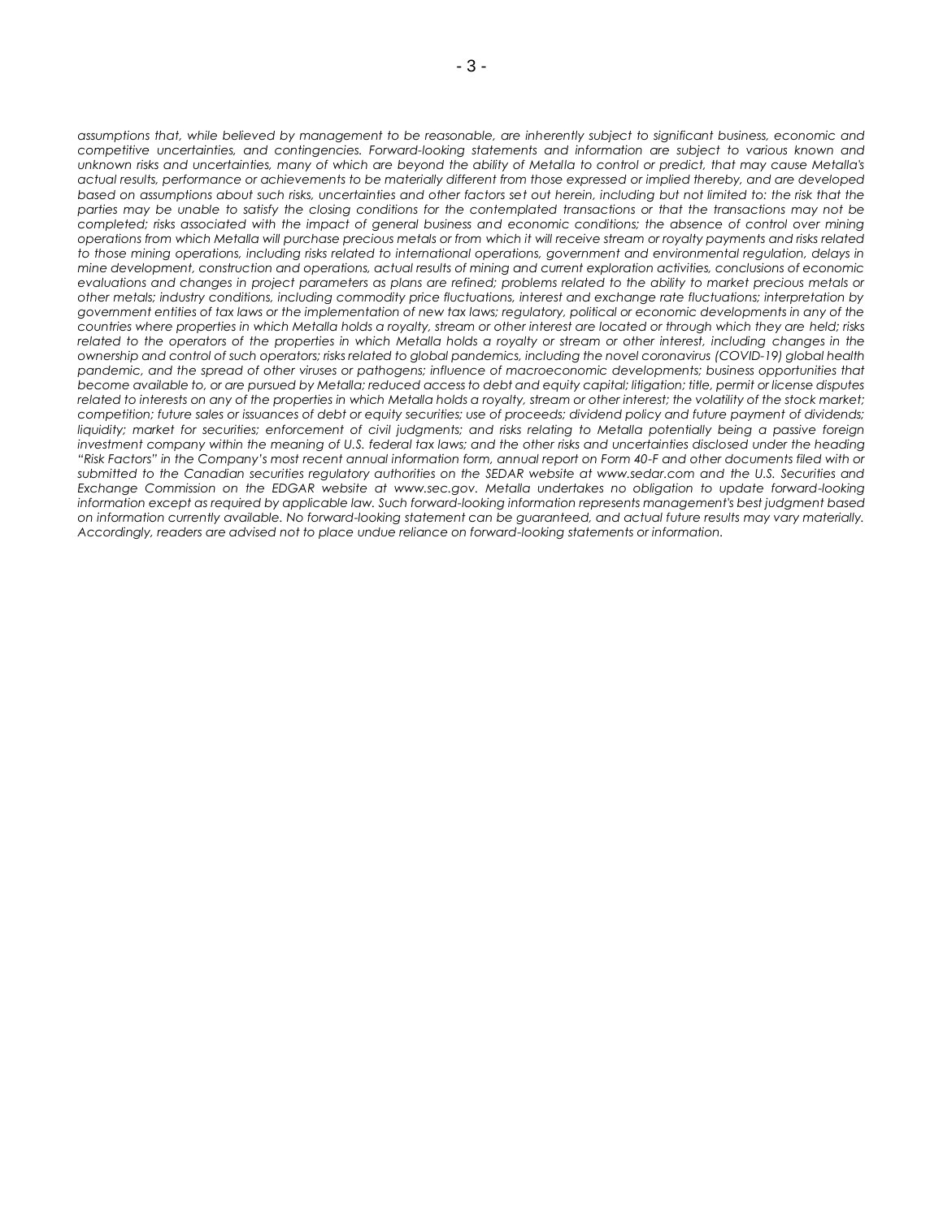*assumptions that, while believed by management to be reasonable, are inherently subject to significant business, economic and competitive uncertainties, and contingencies. Forward-looking statements and information are subject to various known and unknown risks and uncertainties, many of which are beyond the ability of Metalla to control or predict, that may cause Metalla's actual results, performance or achievements to be materially different from those expressed or implied thereby, and are developed based on assumptions about such risks, uncertainties and other factors set out herein, including but not limited to: the risk that the parties may be unable to satisfy the closing conditions for the contemplated transactions or that the transactions may not be completed; risks associated with the impact of general business and economic conditions; the absence of control over mining operations from which Metalla will purchase precious metals or from which it will receive stream or royalty payments and risks related to those mining operations, including risks related to international operations, government and environmental regulation, delays in mine development, construction and operations, actual results of mining and current exploration activities, conclusions of economic evaluations and changes in project parameters as plans are refined; problems related to the ability to market precious metals or other metals; industry conditions, including commodity price fluctuations, interest and exchange rate fluctuations; interpretation by government entities of tax laws or the implementation of new tax laws; regulatory, political or economic developments in any of the countries where properties in which Metalla holds a royalty, stream or other interest are located or through which they are held; risks related to the operators of the properties in which Metalla holds a royalty or stream or other interest, including changes in the ownership and control of such operators; risks related to global pandemics, including the novel coronavirus (COVID-19) global health pandemic, and the spread of other viruses or pathogens; influence of macroeconomic developments; business opportunities that become available to, or are pursued by Metalla; reduced access to debt and equity capital; litigation; title, permit or license disputes related to interests on any of the properties in which Metalla holds a royalty, stream or other interest; the volatility of the stock market; competition; future sales or issuances of debt or equity securities; use of proceeds; dividend policy and future payment of dividends; liquidity; market for securities; enforcement of civil judgments; and risks relating to Metalla potentially being a passive foreign investment company within the meaning of U.S. federal tax laws; and the other risks and uncertainties disclosed under the heading "Risk Factors" in the Company's most recent annual information form, annual report on Form 40-F and other documents filed with or submitted to the Canadian securities regulatory authorities on the SEDAR website at www.sedar.com and the U.S. Securities and Exchange Commission on the EDGAR website at www.sec.gov. Metalla undertakes no obligation to update forward-looking information except as required by applicable law. Such forward-looking information represents management's best judgment based on information currently available. No forward-looking statement can be guaranteed, and actual future results may vary materially. Accordingly, readers are advised not to place undue reliance on forward-looking statements or information.*